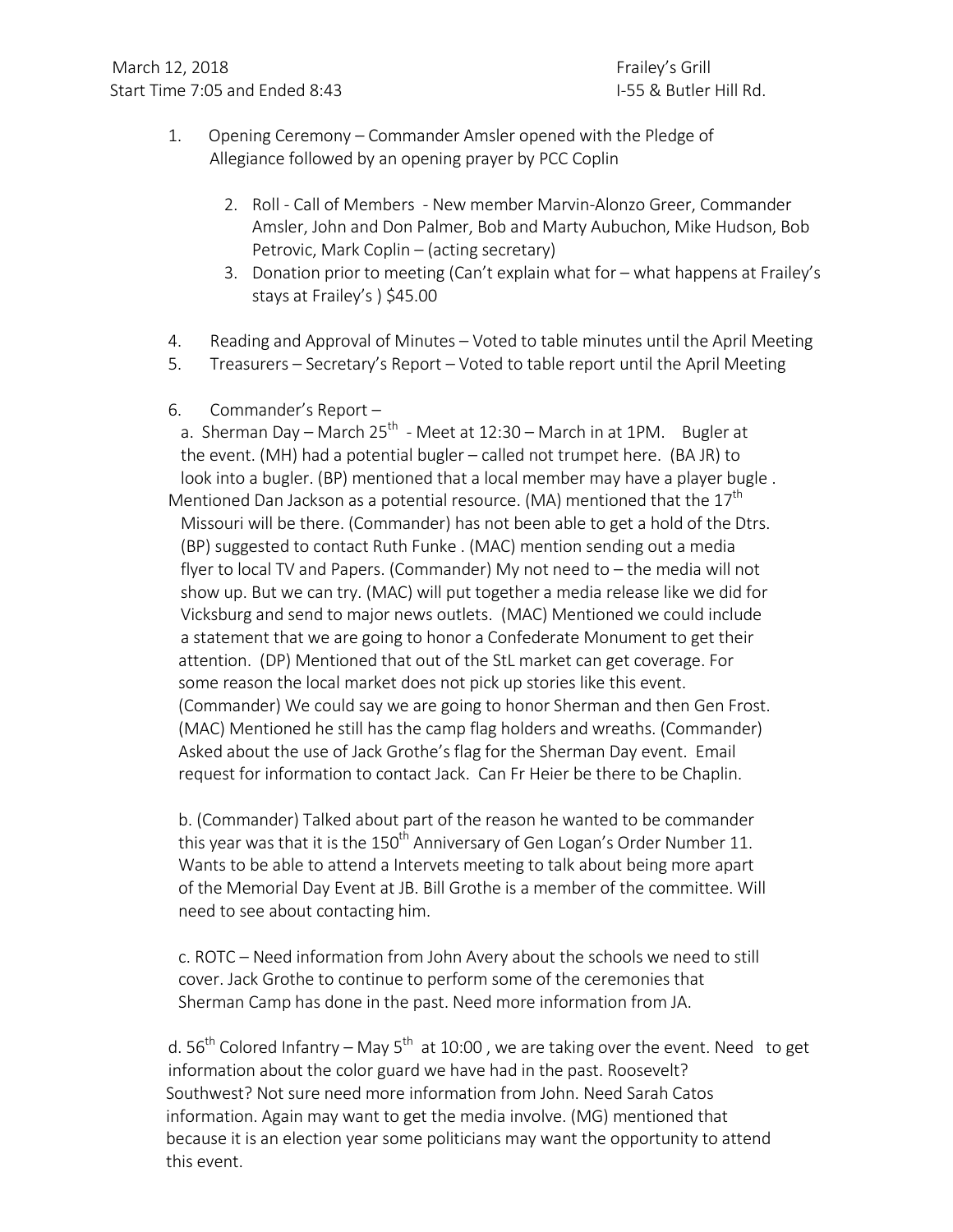March 12, 2018 Frailey's Grill
Start Time 7:05 and Ended 8:43 I-55 & Butler Hill Rd.

1. Opening Ceremony – Commander Amsler opened with the Pledge of Allegiance followed by an opening prayer by PCC Coplin

2. Roll - Call of Members - New member Marvin-Alonzo Greer, Commander Amsler, John and Don Palmer, Bob and Marty Aubuchon, Mike Hudson, Bob Petrovic, Mark Coplin – (acting secretary)
3. Donation prior to meeting (Can't explain what for – what happens at Frailey's stays at Frailey's ) $45.00

4. Reading and Approval of Minutes – Voted to table minutes until the April Meeting
5. Treasurers – Secretary's Report – Voted to table report until the April Meeting

6. Commander's Report –

a. Sherman Day – March 25th - Meet at 12:30 – March in at 1PM. Bugler at the event. (MH) had a potential bugler – called not trumpet here. (BA JR) to look into a bugler. (BP) mentioned that a local member may have a player bugle . Mentioned Dan Jackson as a potential resource. (MA) mentioned that the 17th Missouri will be there. (Commander) has not been able to get a hold of the Dtrs. (BP) suggested to contact Ruth Funke . (MAC) mention sending out a media flyer to local TV and Papers. (Commander) My not need to – the media will not show up. But we can try. (MAC) will put together a media release like we did for Vicksburg and send to major news outlets. (MAC) Mentioned we could include a statement that we are going to honor a Confederate Monument to get their attention. (DP) Mentioned that out of the StL market can get coverage. For some reason the local market does not pick up stories like this event. (Commander) We could say we are going to honor Sherman and then Gen Frost. (MAC) Mentioned he still has the camp flag holders and wreaths. (Commander) Asked about the use of Jack Grothe's flag for the Sherman Day event. Email request for information to contact Jack. Can Fr Heier be there to be Chaplin.

b. (Commander) Talked about part of the reason he wanted to be commander this year was that it is the 150th Anniversary of Gen Logan's Order Number 11. Wants to be able to attend a Intervets meeting to talk about being more apart of the Memorial Day Event at JB. Bill Grothe is a member of the committee. Will need to see about contacting him.

c. ROTC – Need information from John Avery about the schools we need to still cover. Jack Grothe to continue to perform some of the ceremonies that Sherman Camp has done in the past. Need more information from JA.

d. 56th Colored Infantry – May 5th at 10:00 , we are taking over the event. Need to get information about the color guard we have had in the past. Roosevelt? Southwest? Not sure need more information from John. Need Sarah Catos information. Again may want to get the media involve. (MG) mentioned that because it is an election year some politicians may want the opportunity to attend this event.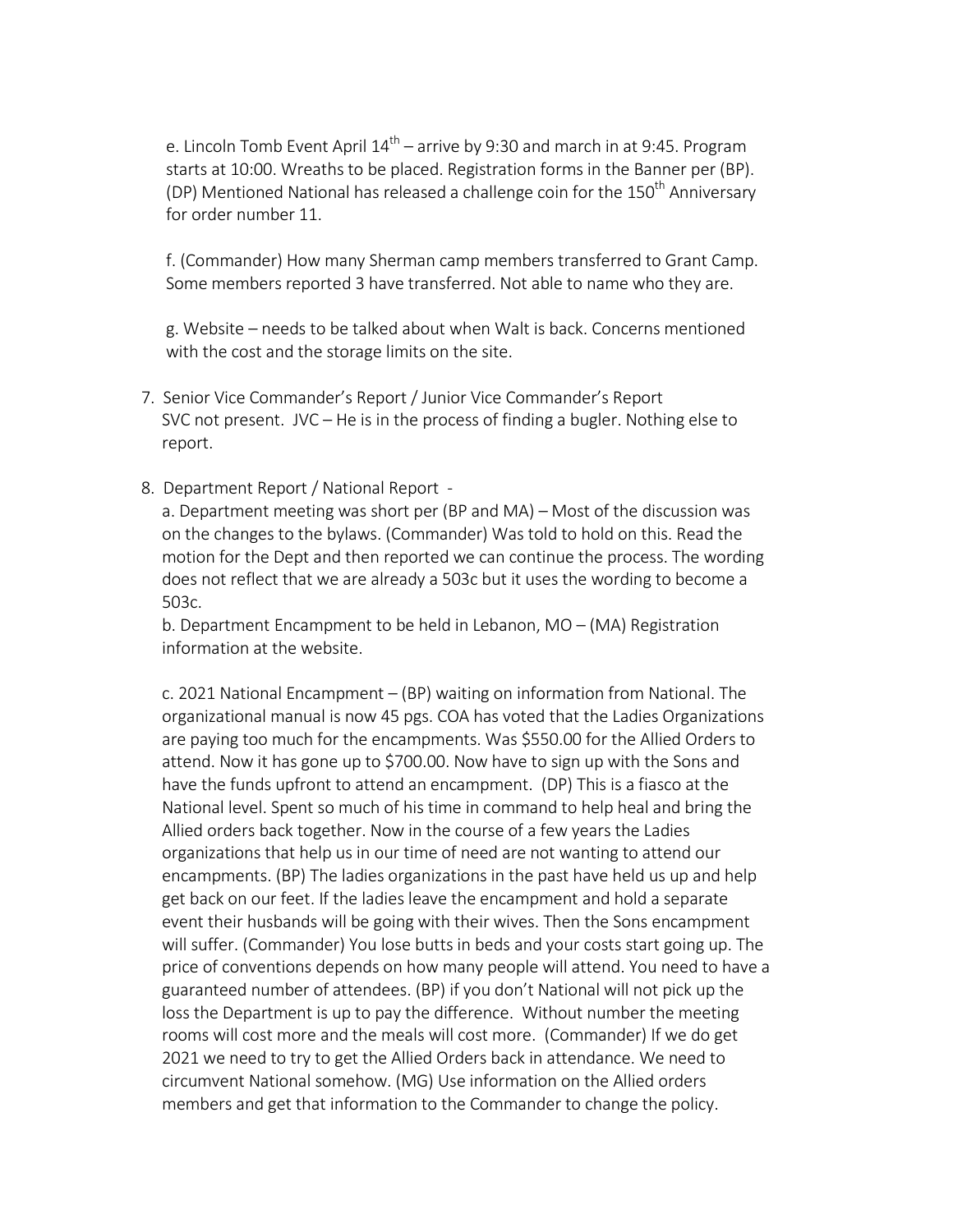e. Lincoln Tomb Event April 14th – arrive by 9:30 and march in at 9:45. Program starts at 10:00. Wreaths to be placed. Registration forms in the Banner per (BP). (DP) Mentioned National has released a challenge coin for the 150th Anniversary for order number 11.

f. (Commander) How many Sherman camp members transferred to Grant Camp. Some members reported 3 have transferred. Not able to name who they are.

g. Website – needs to be talked about when Walt is back. Concerns mentioned with the cost and the storage limits on the site.

7. Senior Vice Commander's Report / Junior Vice Commander's Report
   SVC not present. JVC – He is in the process of finding a bugler. Nothing else to report.

8. Department Report / National Report -
   a. Department meeting was short per (BP and MA) – Most of the discussion was on the changes to the bylaws. (Commander) Was told to hold on this. Read the motion for the Dept and then reported we can continue the process. The wording does not reflect that we are already a 503c but it uses the wording to become a 503c.
   b. Department Encampment to be held in Lebanon, MO – (MA) Registration information at the website.

   c. 2021 National Encampment – (BP) waiting on information from National. The organizational manual is now 45 pgs. COA has voted that the Ladies Organizations are paying too much for the encampments. Was $550.00 for the Allied Orders to attend. Now it has gone up to $700.00. Now have to sign up with the Sons and have the funds upfront to attend an encampment. (DP) This is a fiasco at the National level. Spent so much of his time in command to help heal and bring the Allied orders back together. Now in the course of a few years the Ladies organizations that help us in our time of need are not wanting to attend our encampments. (BP) The ladies organizations in the past have held us up and help get back on our feet. If the ladies leave the encampment and hold a separate event their husbands will be going with their wives. Then the Sons encampment will suffer. (Commander) You lose butts in beds and your costs start going up. The price of conventions depends on how many people will attend. You need to have a guaranteed number of attendees. (BP) if you don't National will not pick up the loss the Department is up to pay the difference. Without number the meeting rooms will cost more and the meals will cost more. (Commander) If we do get 2021 we need to try to get the Allied Orders back in attendance. We need to circumvent National somehow. (MG) Use information on the Allied orders members and get that information to the Commander to change the policy.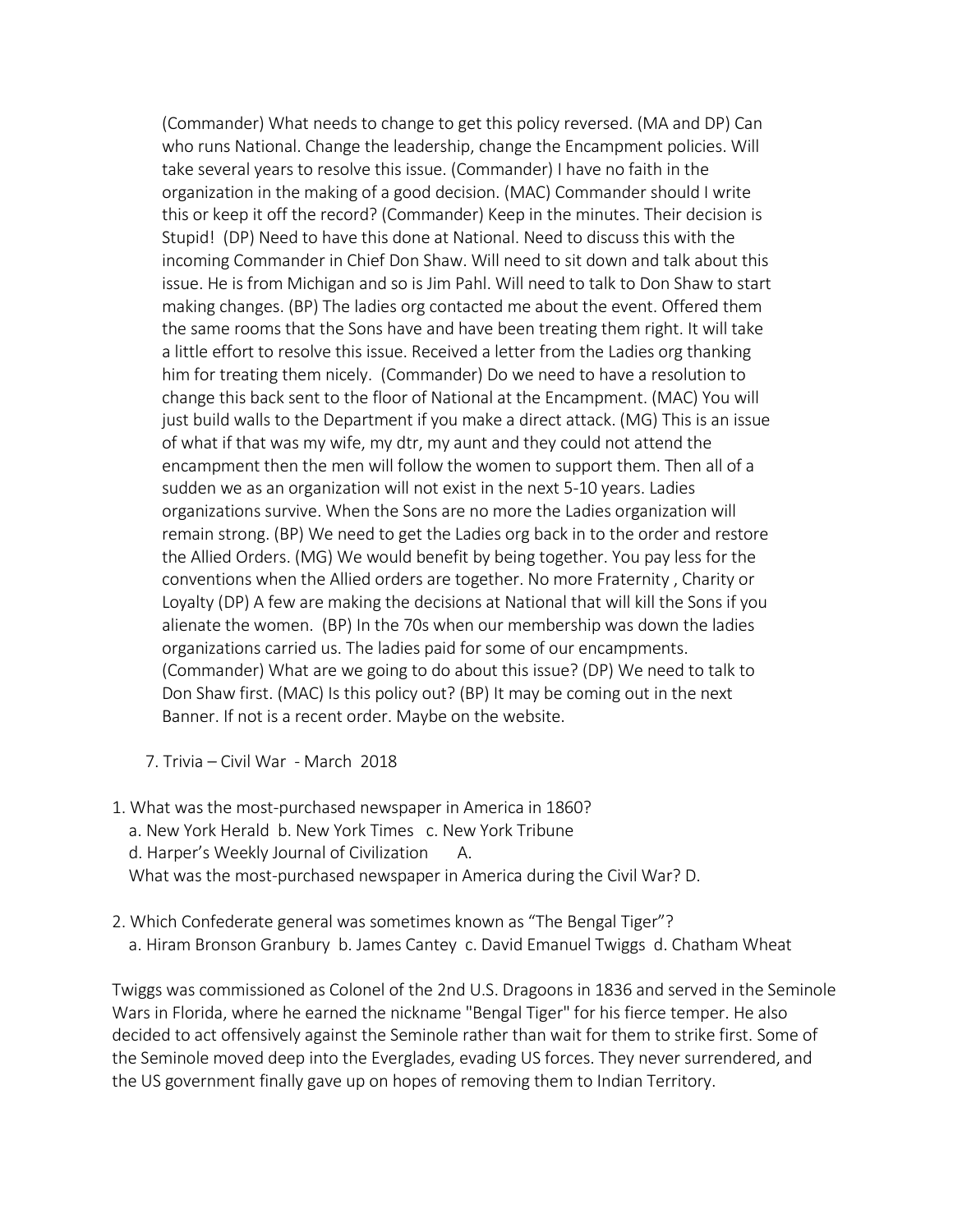(Commander) What needs to change to get this policy reversed. (MA and DP) Can who runs National. Change the leadership, change the Encampment policies. Will take several years to resolve this issue. (Commander) I have no faith in the organization in the making of a good decision. (MAC) Commander should I write this or keep it off the record? (Commander) Keep in the minutes. Their decision is Stupid! (DP) Need to have this done at National. Need to discuss this with the incoming Commander in Chief Don Shaw. Will need to sit down and talk about this issue. He is from Michigan and so is Jim Pahl. Will need to talk to Don Shaw to start making changes. (BP) The ladies org contacted me about the event. Offered them the same rooms that the Sons have and have been treating them right. It will take a little effort to resolve this issue. Received a letter from the Ladies org thanking him for treating them nicely. (Commander) Do we need to have a resolution to change this back sent to the floor of National at the Encampment. (MAC) You will just build walls to the Department if you make a direct attack. (MG) This is an issue of what if that was my wife, my dtr, my aunt and they could not attend the encampment then the men will follow the women to support them. Then all of a sudden we as an organization will not exist in the next 5-10 years. Ladies organizations survive. When the Sons are no more the Ladies organization will remain strong. (BP) We need to get the Ladies org back in to the order and restore the Allied Orders. (MG) We would benefit by being together. You pay less for the conventions when the Allied orders are together. No more Fraternity , Charity or Loyalty (DP) A few are making the decisions at National that will kill the Sons if you alienate the women. (BP) In the 70s when our membership was down the ladies organizations carried us. The ladies paid for some of our encampments. (Commander) What are we going to do about this issue? (DP) We need to talk to Don Shaw first. (MAC) Is this policy out? (BP) It may be coming out in the next Banner. If not is a recent order. Maybe on the website.

7. Trivia – Civil War - March 2018

1. What was the most-purchased newspaper in America in 1860?
   a. New York Herald b. New York Times c. New York Tribune
   d. Harper's Weekly Journal of Civilization A.
   What was the most-purchased newspaper in America during the Civil War? D.

2. Which Confederate general was sometimes known as "The Bengal Tiger"?
   a. Hiram Bronson Granbury b. James Cantey c. David Emanuel Twiggs d. Chatham Wheat

Twiggs was commissioned as Colonel of the 2nd U.S. Dragoons in 1836 and served in the Seminole Wars in Florida, where he earned the nickname "Bengal Tiger" for his fierce temper. He also decided to act offensively against the Seminole rather than wait for them to strike first. Some of the Seminole moved deep into the Everglades, evading US forces. They never surrendered, and the US government finally gave up on hopes of removing them to Indian Territory.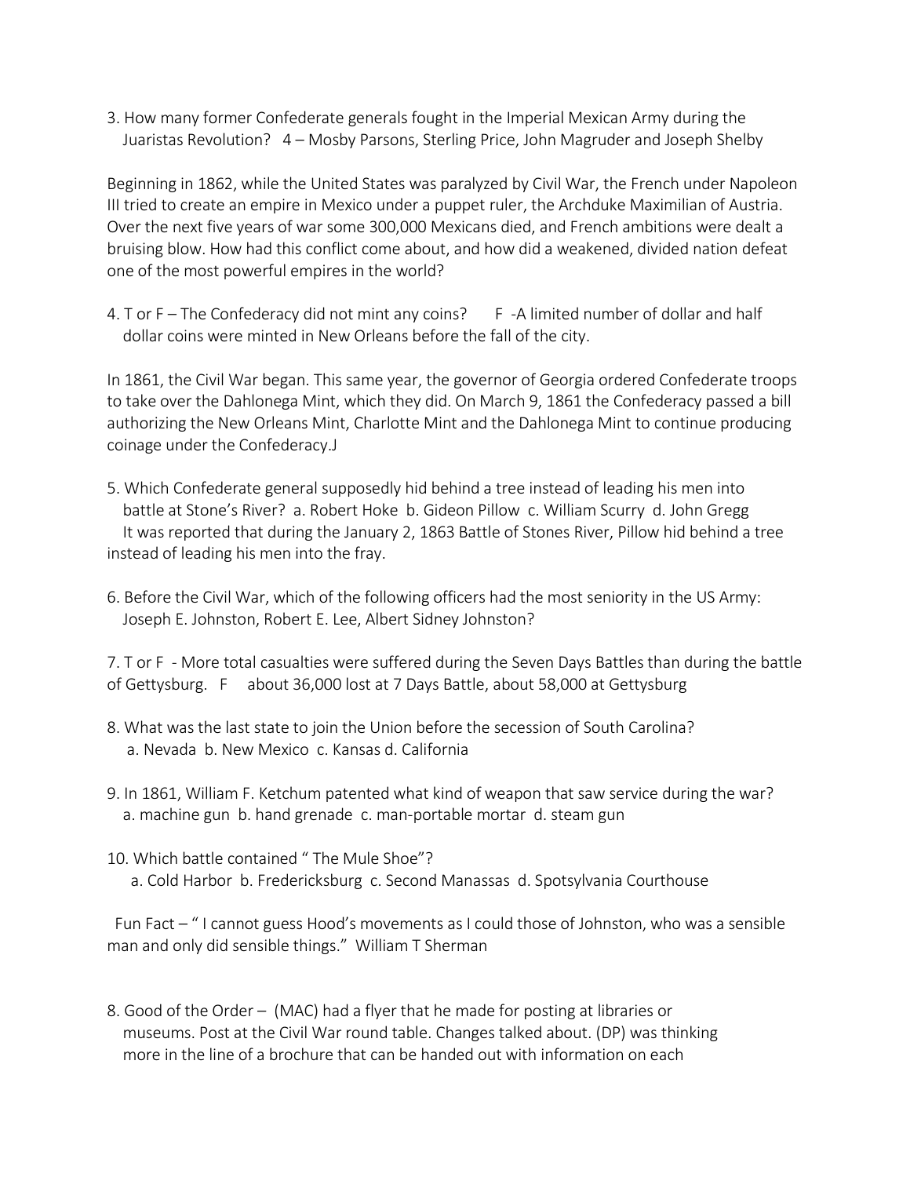3. How many former Confederate generals fought in the Imperial Mexican Army during the Juaristas Revolution?   4 – Mosby Parsons, Sterling Price, John Magruder and Joseph Shelby

Beginning in 1862, while the United States was paralyzed by Civil War, the French under Napoleon III tried to create an empire in Mexico under a puppet ruler, the Archduke Maximilian of Austria. Over the next five years of war some 300,000 Mexicans died, and French ambitions were dealt a bruising blow. How had this conflict come about, and how did a weakened, divided nation defeat one of the most powerful empires in the world?

4. T or F – The Confederacy did not mint any coins?     F -A limited number of dollar and half dollar coins were minted in New Orleans before the fall of the city.

In 1861, the Civil War began. This same year, the governor of Georgia ordered Confederate troops to take over the Dahlonega Mint, which they did. On March 9, 1861 the Confederacy passed a bill authorizing the New Orleans Mint, Charlotte Mint and the Dahlonega Mint to continue producing coinage under the Confederacy.J

5. Which Confederate general supposedly hid behind a tree instead of leading his men into battle at Stone's River?  a. Robert Hoke  b. Gideon Pillow  c. William Scurry  d. John Gregg
   It was reported that during the January 2, 1863 Battle of Stones River, Pillow hid behind a tree instead of leading his men into the fray.

6. Before the Civil War, which of the following officers had the most seniority in the US Army: Joseph E. Johnston, Robert E. Lee, Albert Sidney Johnston?

7. T or F  - More total casualties were suffered during the Seven Days Battles than during the battle of Gettysburg.   F    about 36,000 lost at 7 Days Battle, about 58,000 at Gettysburg

8. What was the last state to join the Union before the secession of South Carolina?
   a. Nevada  b. New Mexico  c. Kansas d. California

9. In 1861, William F. Ketchum patented what kind of weapon that saw service during the war?
   a. machine gun  b. hand grenade  c. man-portable mortar  d. steam gun

10. Which battle contained " The Mule Shoe"?
   a. Cold Harbor  b. Fredericksburg  c. Second Manassas  d. Spotsylvania Courthouse

Fun Fact – " I cannot guess Hood's movements as I could those of Johnston, who was a sensible man and only did sensible things."  William T Sherman

8. Good of the Order – (MAC) had a flyer that he made for posting at libraries or museums. Post at the Civil War round table. Changes talked about. (DP) was thinking more in the line of a brochure that can be handed out with information on each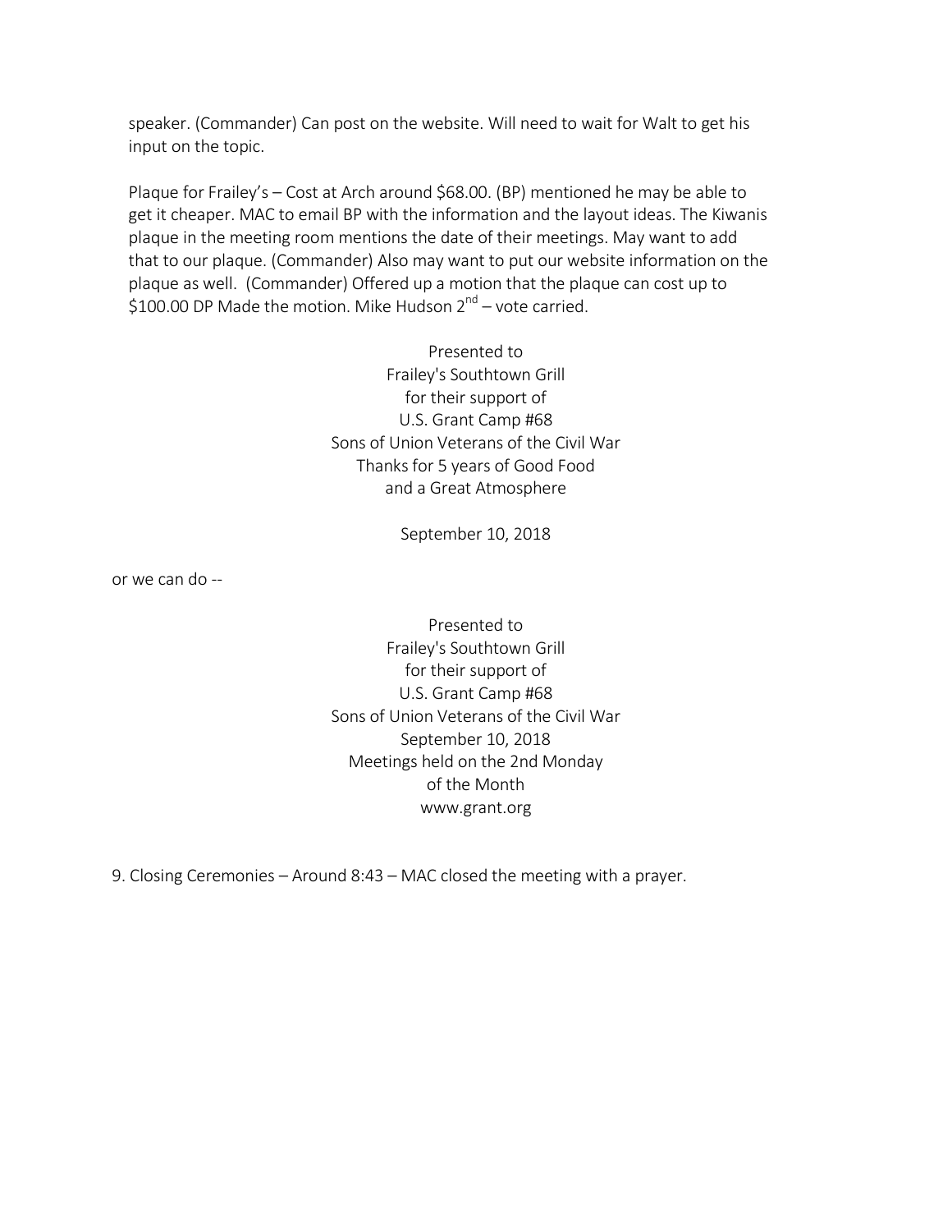speaker. (Commander) Can post on the website. Will need to wait for Walt to get his input on the topic.

Plaque for Frailey's – Cost at Arch around $68.00. (BP) mentioned he may be able to get it cheaper. MAC to email BP with the information and the layout ideas. The Kiwanis plaque in the meeting room mentions the date of their meetings. May want to add that to our plaque. (Commander) Also may want to put our website information on the plaque as well. (Commander) Offered up a motion that the plaque can cost up to $100.00 DP Made the motion. Mike Hudson 2nd – vote carried.

Presented to
Frailey's Southtown Grill
for their support of
U.S. Grant Camp #68
Sons of Union Veterans of the Civil War
Thanks for 5 years of Good Food
and a Great Atmosphere

September 10, 2018

or we can do --

Presented to
Frailey's Southtown Grill
for their support of
U.S. Grant Camp #68
Sons of Union Veterans of the Civil War
September 10, 2018
Meetings held on the 2nd Monday
of the Month
www.grant.org

9. Closing Ceremonies – Around 8:43 – MAC closed the meeting with a prayer.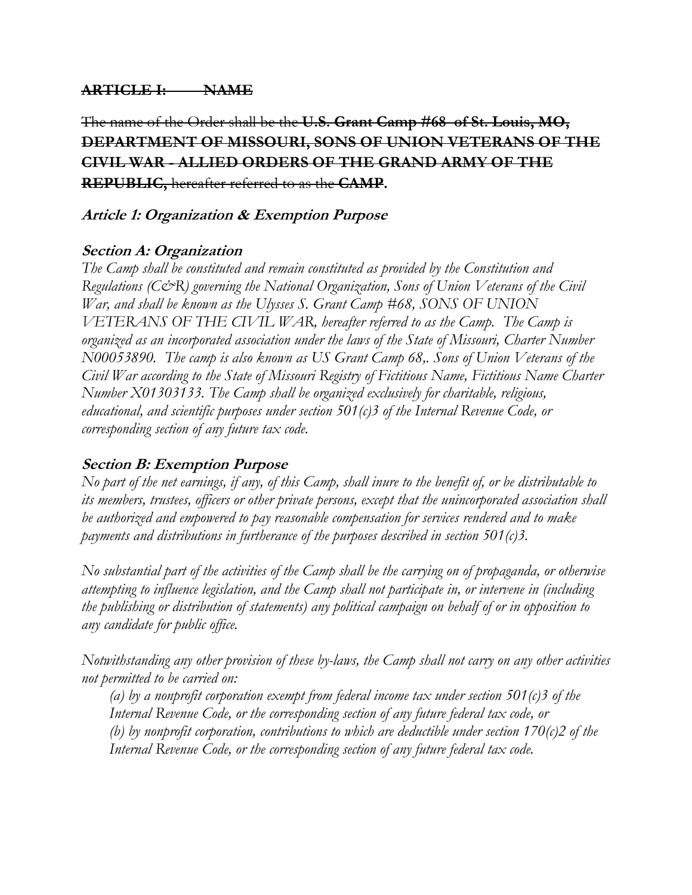~~**ARTICLE I: NAME**~~

~~The name of the Order shall be the **U.S. Grant Camp #68 of St. Louis, MO, DEPARTMENT OF MISSOURI, SONS OF UNION VETERANS OF THE CIVIL WAR - ALLIED ORDERS OF THE GRAND ARMY OF THE REPUBLIC,** hereafter referred to as the **CAMP**.~~

### *Article 1: Organization & Exemption Purpose*

#### *Section A: Organization*

*The Camp shall be constituted and remain constituted as provided by the Constitution and Regulations (C&R) governing the National Organization, Sons of Union Veterans of the Civil War, and shall be known as the Ulysses S. Grant Camp #68, SONS OF UNION VETERANS OF THE CIVIL WAR, hereafter referred to as the Camp. The Camp is organized as an incorporated association under the laws of the State of Missouri, Charter Number N00053890. The camp is also known as US Grant Camp 68,. Sons of Union Veterans of the Civil War according to the State of Missouri Registry of Fictitious Name, Fictitious Name Charter Number X01303133. The Camp shall be organized exclusively for charitable, religious, educational, and scientific purposes under section 501(c)3 of the Internal Revenue Code, or corresponding section of any future tax code.*

#### *Section B: Exemption Purpose*

*No part of the net earnings, if any, of this Camp, shall inure to the benefit of, or be distributable to its members, trustees, officers or other private persons, except that the unincorporated association shall be authorized and empowered to pay reasonable compensation for services rendered and to make payments and distributions in furtherance of the purposes described in section 501(c)3.*

*No substantial part of the activities of the Camp shall be the carrying on of propaganda, or otherwise attempting to influence legislation, and the Camp shall not participate in, or intervene in (including the publishing or distribution of statements) any political campaign on behalf of or in opposition to any candidate for public office.*

*Notwithstanding any other provision of these by-laws, the Camp shall not carry on any other activities not permitted to be carried on:*

*(a) by a nonprofit corporation exempt from federal income tax under section 501(c)3 of the Internal Revenue Code, or the corresponding section of any future federal tax code, or*
*(b) by nonprofit corporation, contributions to which are deductible under section 170(c)2 of the Internal Revenue Code, or the corresponding section of any future federal tax code.*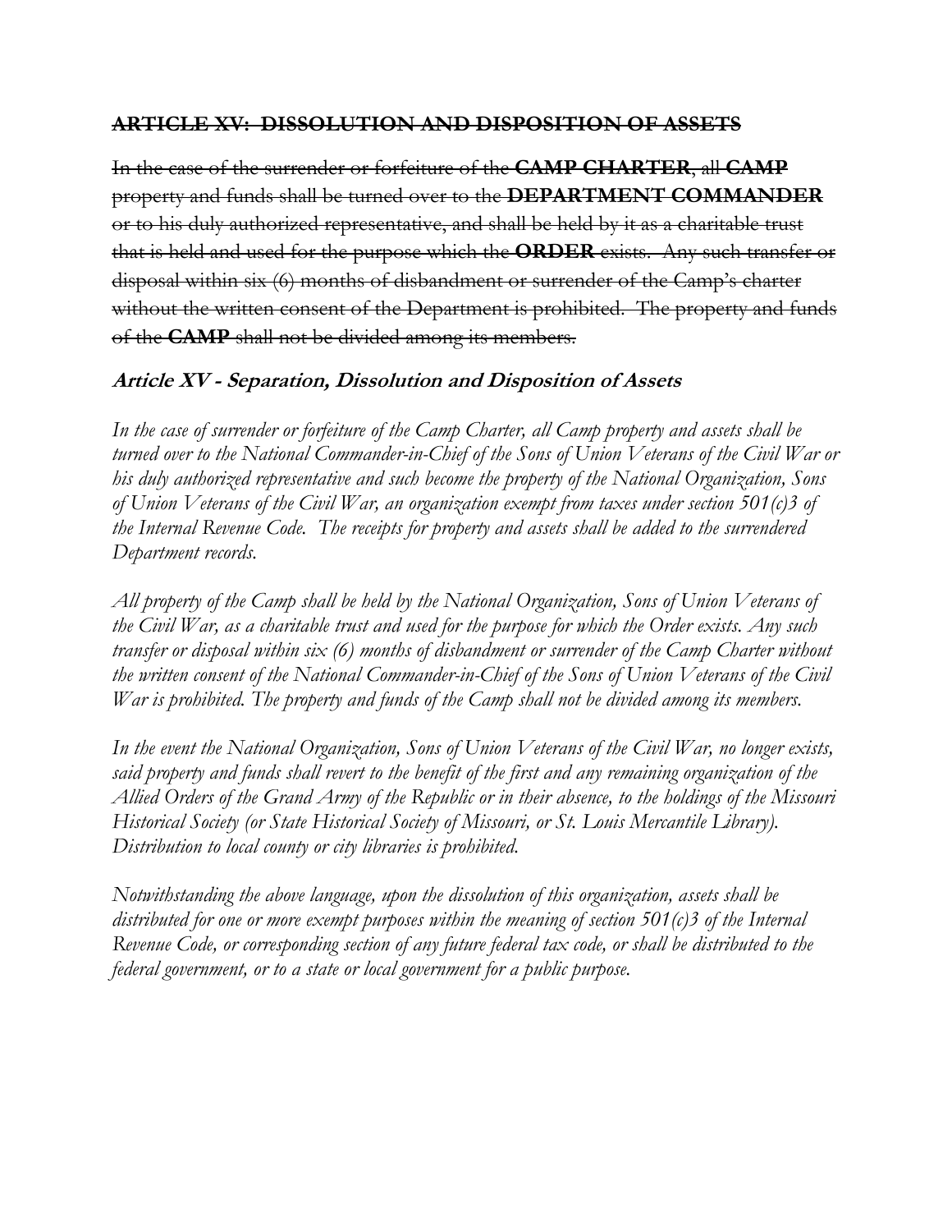## ~~ARTICLE XV: DISSOLUTION AND DISPOSITION OF ASSETS~~

~~In the case of the surrender or forfeiture of the **CAMP CHARTER**, all **CAMP** property and funds shall be turned over to the **DEPARTMENT COMMANDER** or to his duly authorized representative, and shall be held by it as a charitable trust that is held and used for the purpose which the **ORDER** exists. Any such transfer or disposal within six (6) months of disbandment or surrender of the Camp's charter without the written consent of the Department is prohibited. The property and funds of the **CAMP** shall not be divided among its members.~~

## *Article XV - Separation, Dissolution and Disposition of Assets*

*In the case of surrender or forfeiture of the Camp Charter, all Camp property and assets shall be turned over to the National Commander-in-Chief of the Sons of Union Veterans of the Civil War or his duly authorized representative and such become the property of the National Organization, Sons of Union Veterans of the Civil War, an organization exempt from taxes under section 501(c)3 of the Internal Revenue Code. The receipts for property and assets shall be added to the surrendered Department records.*

*All property of the Camp shall be held by the National Organization, Sons of Union Veterans of the Civil War, as a charitable trust and used for the purpose for which the Order exists. Any such transfer or disposal within six (6) months of disbandment or surrender of the Camp Charter without the written consent of the National Commander-in-Chief of the Sons of Union Veterans of the Civil War is prohibited. The property and funds of the Camp shall not be divided among its members.*

*In the event the National Organization, Sons of Union Veterans of the Civil War, no longer exists, said property and funds shall revert to the benefit of the first and any remaining organization of the Allied Orders of the Grand Army of the Republic or in their absence, to the holdings of the Missouri Historical Society (or State Historical Society of Missouri, or St. Louis Mercantile Library). Distribution to local county or city libraries is prohibited.*

*Notwithstanding the above language, upon the dissolution of this organization, assets shall be distributed for one or more exempt purposes within the meaning of section 501(c)3 of the Internal Revenue Code, or corresponding section of any future federal tax code, or shall be distributed to the federal government, or to a state or local government for a public purpose.*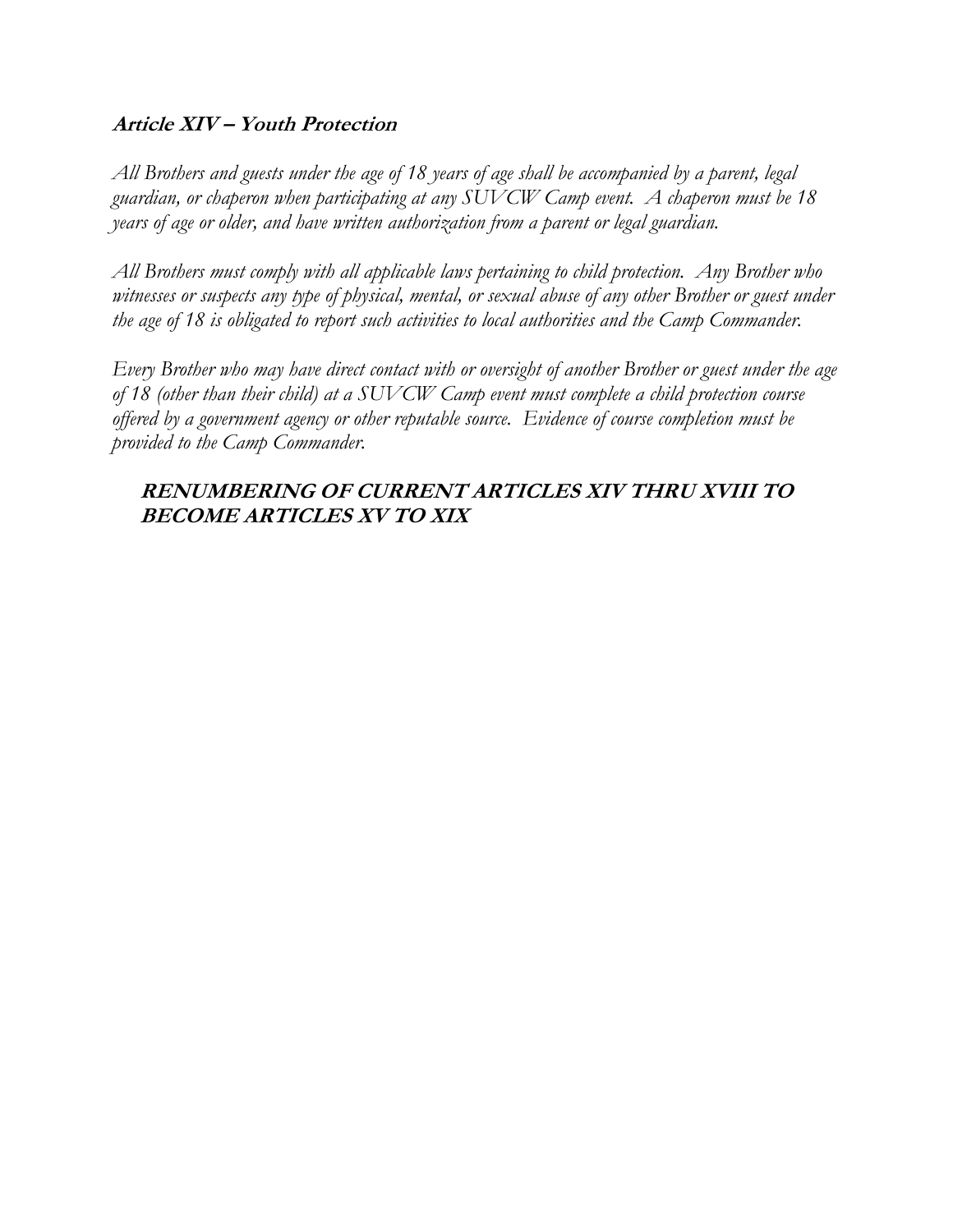### ***Article XIV – Youth Protection***

*All Brothers and guests under the age of 18 years of age shall be accompanied by a parent, legal guardian, or chaperon when participating at any SUVCW Camp event. A chaperon must be 18 years of age or older, and have written authorization from a parent or legal guardian.*

*All Brothers must comply with all applicable laws pertaining to child protection. Any Brother who witnesses or suspects any type of physical, mental, or sexual abuse of any other Brother or guest under the age of 18 is obligated to report such activities to local authorities and the Camp Commander.*

*Every Brother who may have direct contact with or oversight of another Brother or guest under the age of 18 (other than their child) at a SUVCW Camp event must complete a child protection course offered by a government agency or other reputable source. Evidence of course completion must be provided to the Camp Commander.*

***RENUMBERING OF CURRENT ARTICLES XIV THRU XVIII TO BECOME ARTICLES XV TO XIX***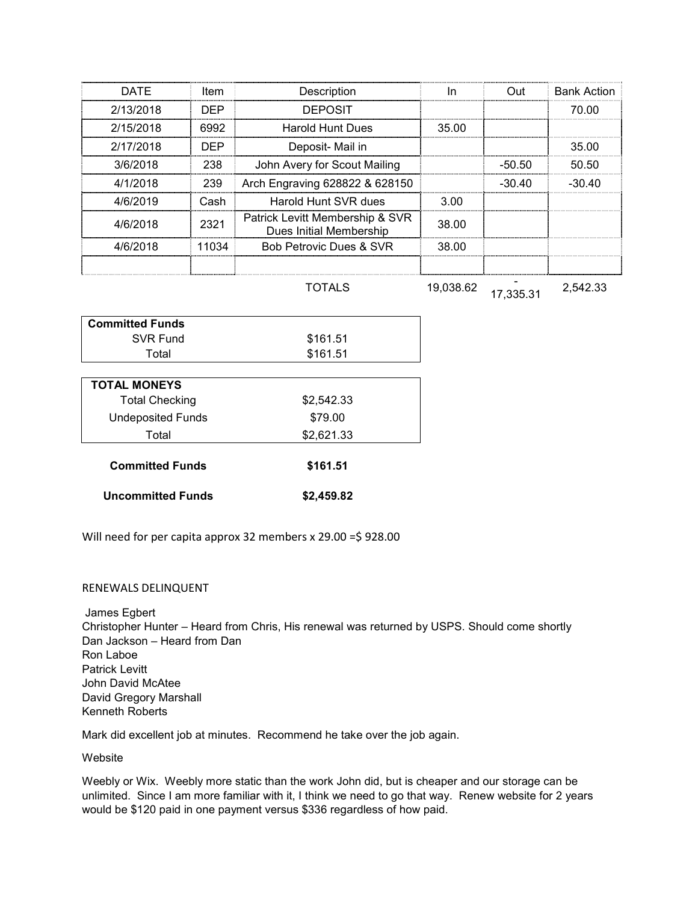| DATE | Item | Description | In | Out | Bank Action |
|---|---|---|---|---|---|
| 2/13/2018 | DEP | DEPOSIT | | | 70.00 |
| 2/15/2018 | 6992 | Harold Hunt Dues | 35.00 | | |
| 2/17/2018 | DEP | Deposit- Mail in | | | 35.00 |
| 3/6/2018 | 238 | John Avery for Scout Mailing | | -50.50 | 50.50 |
| 4/1/2018 | 239 | Arch Engraving 628822 & 628150 | | -30.40 | -30.40 |
| 4/6/2019 | Cash | Harold Hunt SVR dues | 3.00 | | |
| 4/6/2018 | 2321 | Patrick Levitt Membership & SVR Dues Initial Membership | 38.00 | | |
| 4/6/2018 | 11034 | Bob Petrovic Dues & SVR | 38.00 | | |
| | | | | | |
| | | TOTALS | 19,038.62 | -17,335.31 | 2,542.33 |

| **Committed Funds** | |
|---|---|
| SVR Fund | $161.51 |
| Total | $161.51 |

| **TOTAL MONEYS** | |
|---|---|
| Total Checking | $2,542.33 |
| Undeposited Funds | $79.00 |
| Total | $2,621.33 |

| | |
|---|---|
| **Committed Funds** | **$161.51** |
| **Uncommitted Funds** | **$2,459.82** |

Will need for per capita approx 32 members x 29.00 =$ 928.00

RENEWALS DELINQUENT

James Egbert
Christopher Hunter – Heard from Chris, His renewal was returned by USPS. Should come shortly
Dan Jackson – Heard from Dan
Ron Laboe
Patrick Levitt
John David McAtee
David Gregory Marshall
Kenneth Roberts

Mark did excellent job at minutes. Recommend he take over the job again.

Website

Weebly or Wix. Weebly more static than the work John did, but is cheaper and our storage can be unlimited. Since I am more familiar with it, I think we need to go that way. Renew website for 2 years would be $120 paid in one payment versus $336 regardless of how paid.